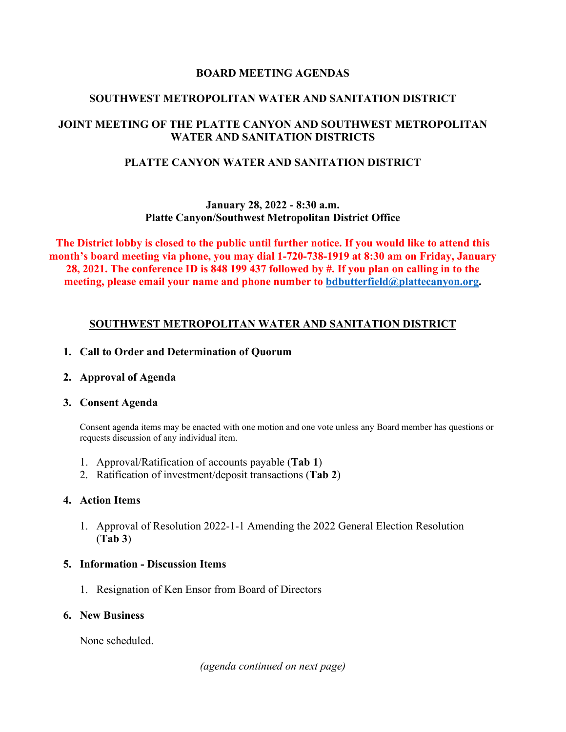**BOARD MEETING AGENDAS**

**SOUTHWEST METROPOLITAN WATER AND SANITATION DISTRICT**

**JOINT MEETING OF THE PLATTE CANYON AND SOUTHWEST METROPOLITAN WATER AND SANITATION DISTRICTS**

**PLATTE CANYON WATER AND SANITATION DISTRICT**

**January 28, 2022 - 8:30 a.m.**
**Platte Canyon/Southwest Metropolitan District Office**

**The District lobby is closed to the public until further notice. If you would like to attend this month's board meeting via phone, you may dial 1-720-738-1919 at 8:30 am on Friday, January 28, 2021. The conference ID is 848 199 437 followed by #. If you plan on calling in to the meeting, please email your name and phone number to [bdbutterfield@plattecanyon.org](mailto:bdbutterfield@plattecanyon.org).**

## SOUTHWEST METROPOLITAN WATER AND SANITATION DISTRICT

1. **Call to Order and Determination of Quorum**

2. **Approval of Agenda**

3. **Consent Agenda**

   Consent agenda items may be enacted with one motion and one vote unless any Board member has questions or requests discussion of any individual item.

   1. Approval/Ratification of accounts payable (**Tab 1**)
   2. Ratification of investment/deposit transactions (**Tab 2**)

4. **Action Items**

   1. Approval of Resolution 2022-1-1 Amending the 2022 General Election Resolution (**Tab 3**)

5. **Information - Discussion Items**

   1. Resignation of Ken Ensor from Board of Directors

6. **New Business**

   None scheduled.

*(agenda continued on next page)*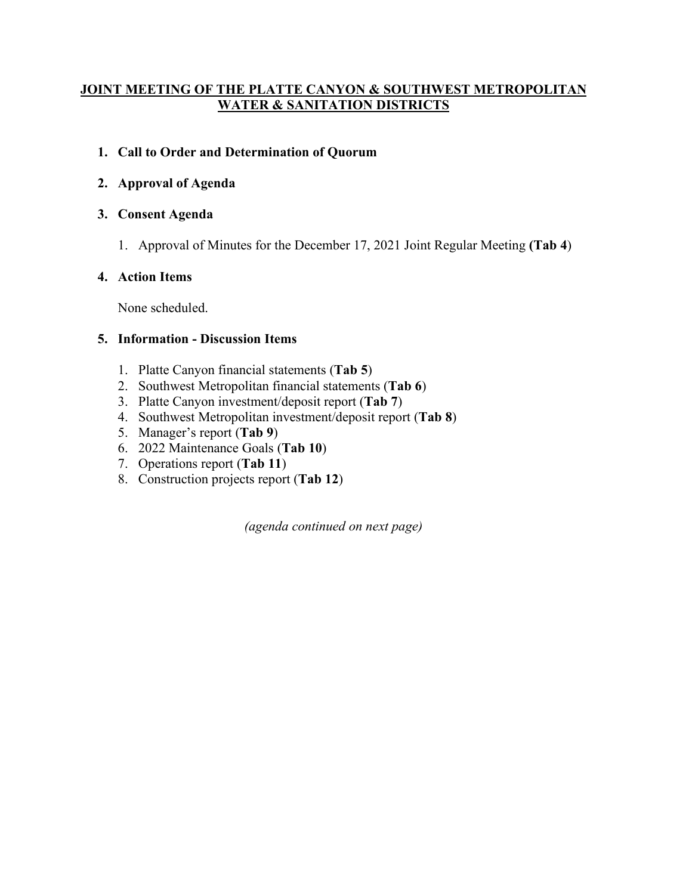## **JOINT MEETING OF THE PLATTE CANYON & SOUTHWEST METROPOLITAN WATER & SANITATION DISTRICTS**

1. **Call to Order and Determination of Quorum**

2. **Approval of Agenda**

3. **Consent Agenda**

    1. Approval of Minutes for the December 17, 2021 Joint Regular Meeting **(Tab 4**)

4. **Action Items**

    None scheduled.

5. **Information - Discussion Items**

    1. Platte Canyon financial statements (**Tab 5**)
    2. Southwest Metropolitan financial statements (**Tab 6**)
    3. Platte Canyon investment/deposit report (**Tab 7**)
    4. Southwest Metropolitan investment/deposit report (**Tab 8**)
    5. Manager's report (**Tab 9**)
    6. 2022 Maintenance Goals (**Tab 10**)
    7. Operations report (**Tab 11**)
    8. Construction projects report (**Tab 12**)

*(agenda continued on next page)*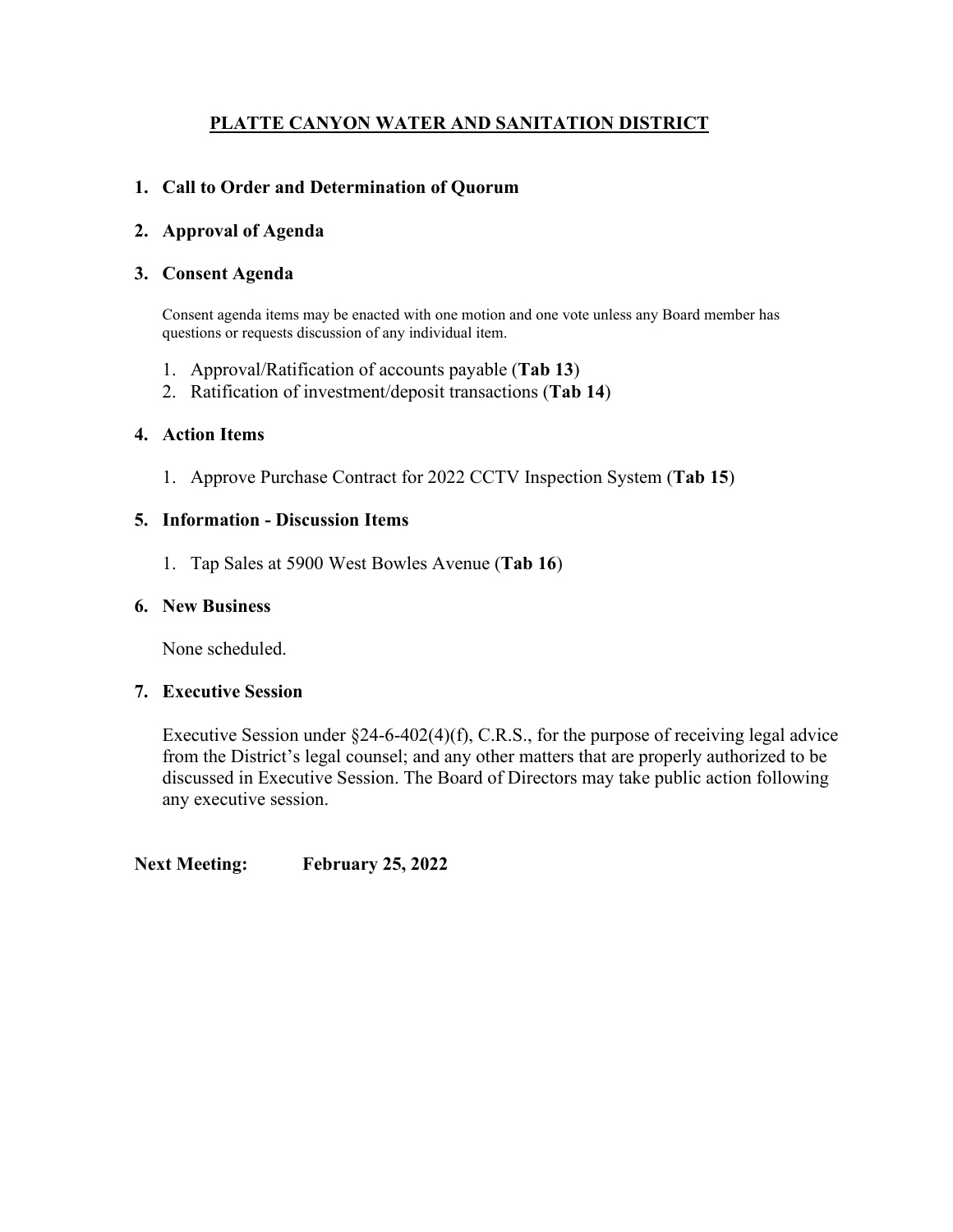# PLATTE CANYON WATER AND SANITATION DISTRICT

## 1. Call to Order and Determination of Quorum

## 2. Approval of Agenda

## 3. Consent Agenda

Consent agenda items may be enacted with one motion and one vote unless any Board member has questions or requests discussion of any individual item.

1. Approval/Ratification of accounts payable (**Tab 13**)
2. Ratification of investment/deposit transactions (**Tab 14**)

## 4. Action Items

1. Approve Purchase Contract for 2022 CCTV Inspection System (**Tab 15**)

## 5. Information - Discussion Items

1. Tap Sales at 5900 West Bowles Avenue (**Tab 16**)

## 6. New Business

None scheduled.

## 7. Executive Session

Executive Session under §24-6-402(4)(f), C.R.S., for the purpose of receiving legal advice from the District's legal counsel; and any other matters that are properly authorized to be discussed in Executive Session. The Board of Directors may take public action following any executive session.

**Next Meeting: February 25, 2022**